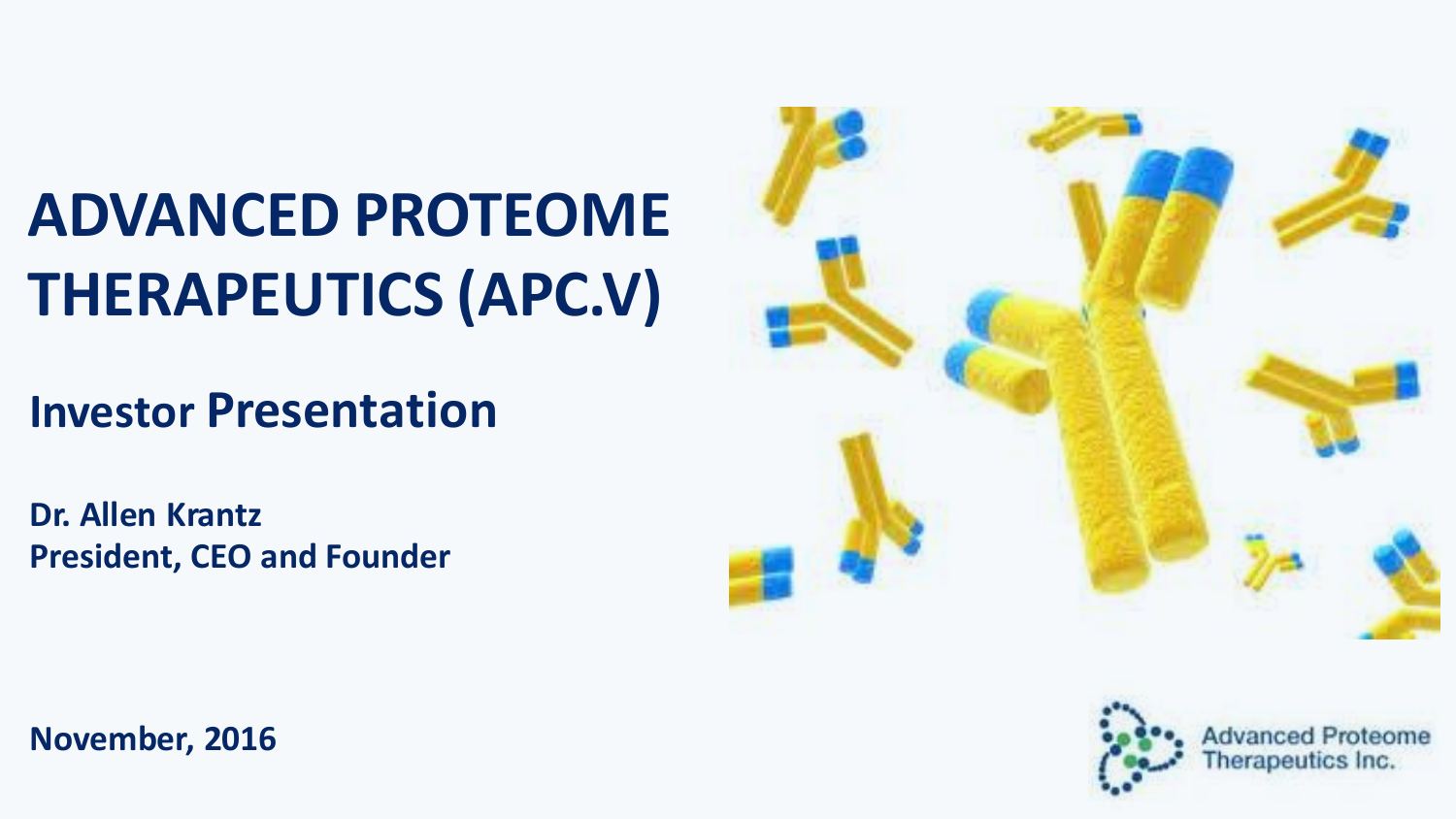# ADVANCED PROTEOME THERAPEUTICS (APC.V)

## Investor Presentation

**Dr. Allen Krantz**
**President, CEO and Founder**

**November, 2016**

Advanced Proteome Therapeutics Inc.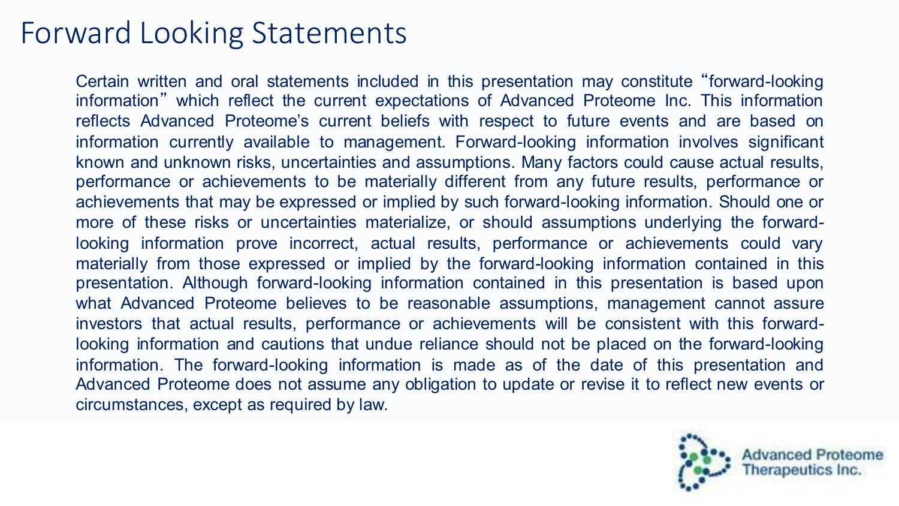# Forward Looking Statements

Certain written and oral statements included in this presentation may constitute "forward-looking information" which reflect the current expectations of Advanced Proteome Inc. This information reflects Advanced Proteome's current beliefs with respect to future events and are based on information currently available to management. Forward-looking information involves significant known and unknown risks, uncertainties and assumptions. Many factors could cause actual results, performance or achievements to be materially different from any future results, performance or achievements that may be expressed or implied by such forward-looking information. Should one or more of these risks or uncertainties materialize, or should assumptions underlying the forward-looking information prove incorrect, actual results, performance or achievements could vary materially from those expressed or implied by the forward-looking information contained in this presentation. Although forward-looking information contained in this presentation is based upon what Advanced Proteome believes to be reasonable assumptions, management cannot assure investors that actual results, performance or achievements will be consistent with this forward-looking information and cautions that undue reliance should not be placed on the forward-looking information. The forward-looking information is made as of the date of this presentation and Advanced Proteome does not assume any obligation to update or revise it to reflect new events or circumstances, except as required by law.

Advanced Proteome Therapeutics Inc.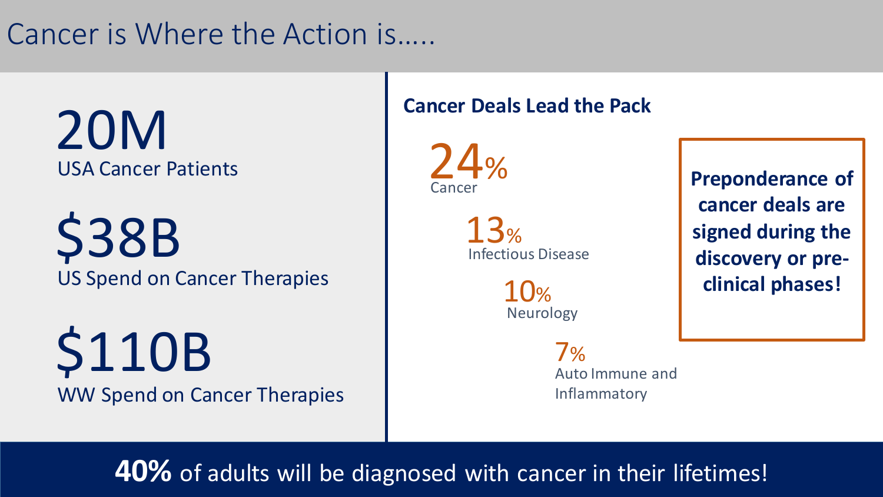# Cancer is Where the Action is…..

**20M**
USA Cancer Patients

**$38B**
US Spend on Cancer Therapies

**$110B**
WW Spend on Cancer Therapies

## Cancer Deals Lead the Pack

**24%**
Cancer

**13%**
Infectious Disease

**10%**
Neurology

**7%**
Auto Immune and Inflammatory

**Preponderance of cancer deals are signed during the discovery or pre-clinical phases!**

**40%** of adults will be diagnosed with cancer in their lifetimes!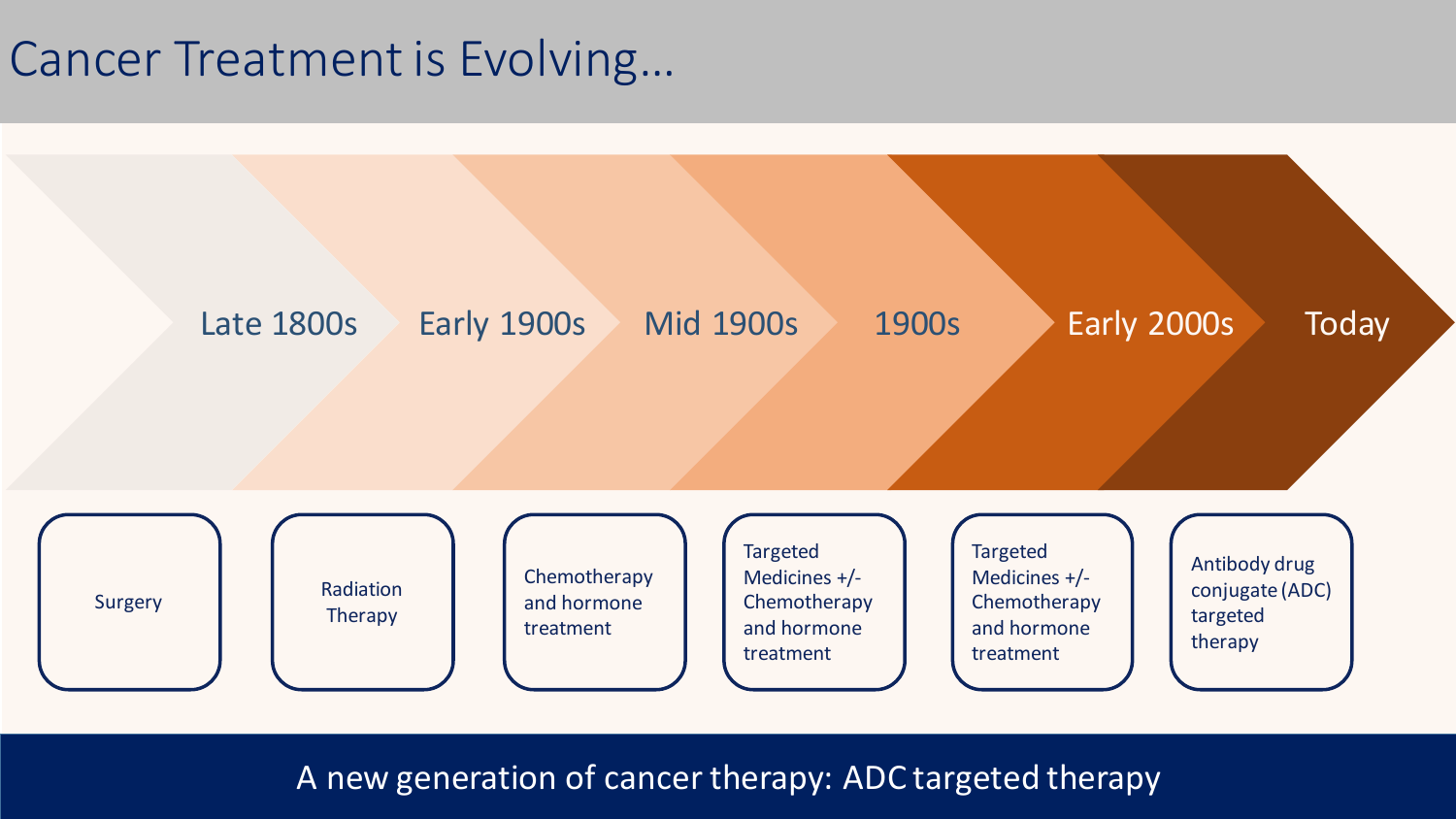# Cancer Treatment is Evolving…

| Late 1800s | Early 1900s | Mid 1900s | 1900s | Early 2000s | Today |
|---|---|---|---|---|---|
| Surgery | Radiation Therapy | Chemotherapy and hormone treatment | Targeted Medicines +/- Chemotherapy and hormone treatment | Targeted Medicines +/- Chemotherapy and hormone treatment | Antibody drug conjugate (ADC) targeted therapy |

A new generation of cancer therapy: ADC targeted therapy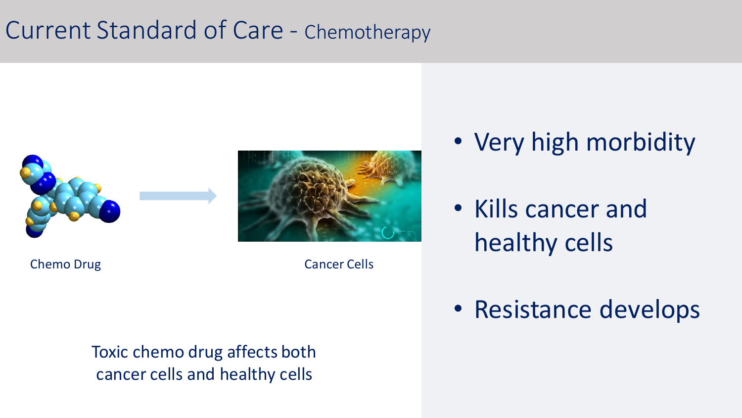# Current Standard of Care - Chemotherapy

Chemo Drug

Cancer Cells

Toxic chemo drug affects both cancer cells and healthy cells

- Very high morbidity
- Kills cancer and healthy cells
- Resistance develops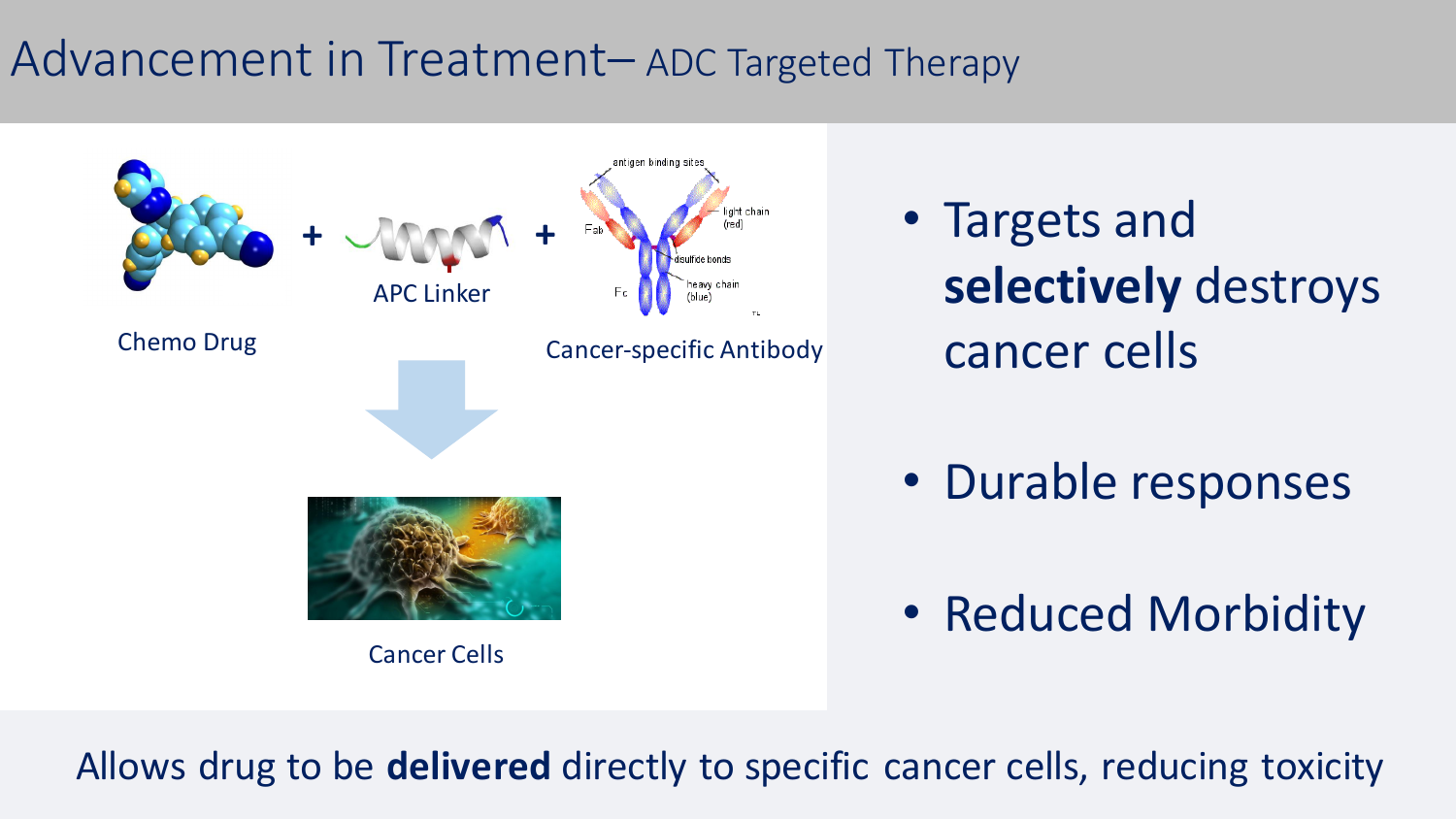# Advancement in Treatment– ADC Targeted Therapy

Chemo Drug + APC Linker + Cancer-specific Antibody

antigen binding sites

light chain (red)

Fab

disulfide bonds

heavy chain (blue)

Fc

Cancer Cells

- Targets and **selectively** destroys cancer cells
- Durable responses
- Reduced Morbidity

Allows drug to be **delivered** directly to specific cancer cells, reducing toxicity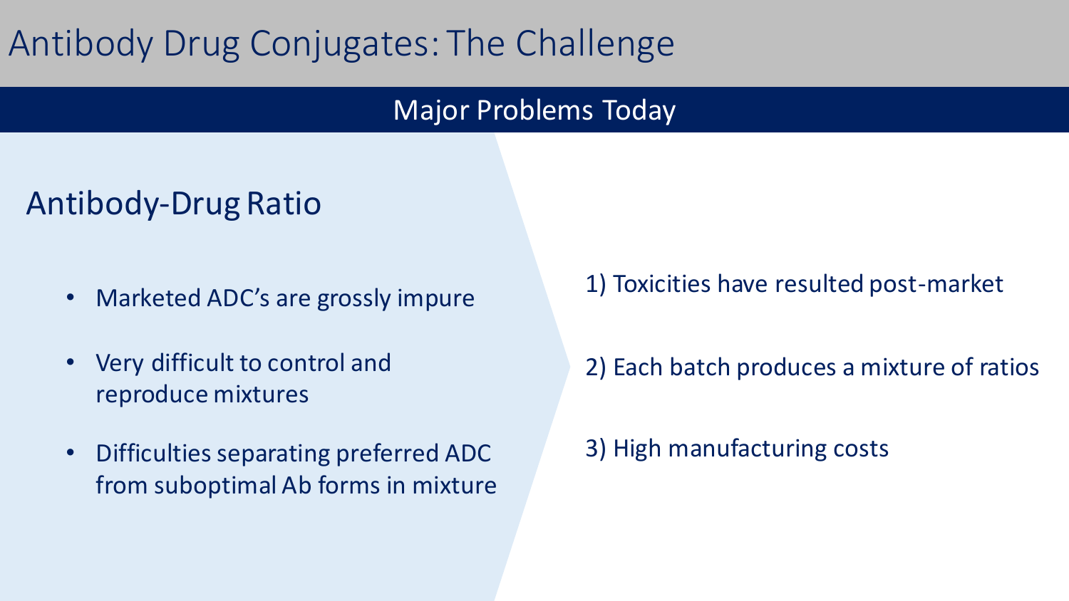# Antibody Drug Conjugates: The Challenge

## Major Problems Today

### Antibody-Drug Ratio

- Marketed ADC's are grossly impure
- Very difficult to control and reproduce mixtures
- Difficulties separating preferred ADC from suboptimal Ab forms in mixture

1) Toxicities have resulted post-market

2) Each batch produces a mixture of ratios

3) High manufacturing costs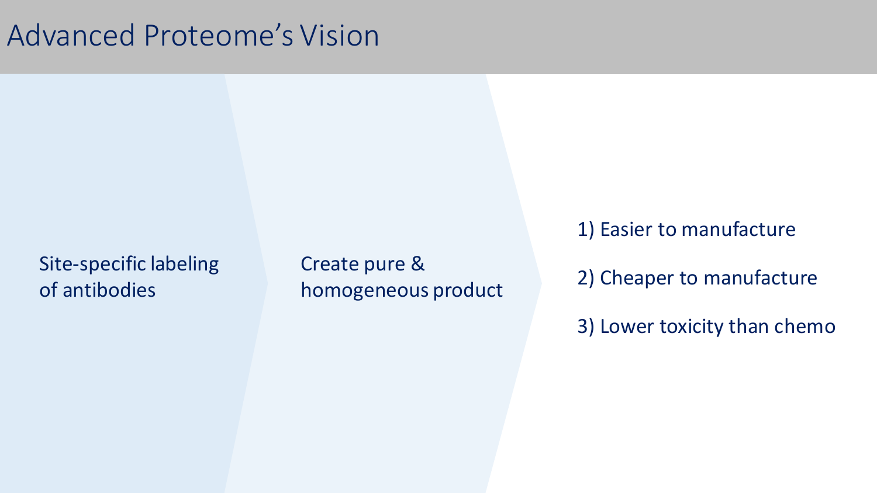# Advanced Proteome's Vision

Site-specific labeling of antibodies

Create pure & homogeneous product

1) Easier to manufacture

2) Cheaper to manufacture

3) Lower toxicity than chemo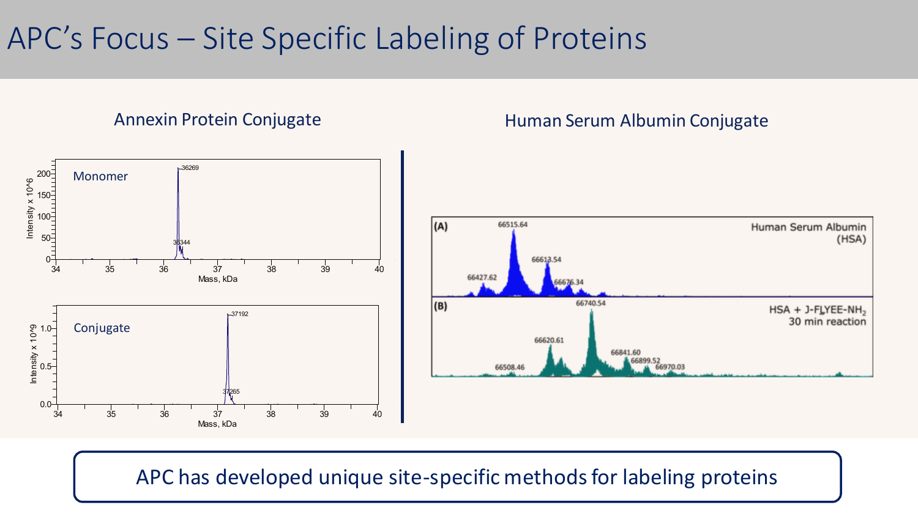# APC's Focus – Site Specific Labeling of Proteins

## Annexin Protein Conjugate

Monomer

Intensity x 10^6

Mass, kDa

36269

36344

Conjugate

Intensity x 10^9

Mass, kDa

37192

37265

## Human Serum Albumin Conjugate

(A) Human Serum Albumin (HSA)

66427.62, 66515.64, 66613.54, 66676.34

(B) HSA + J-FLYEE-$NH_2$ 30 min reaction

66508.46, 66620.61, 66740.54, 66841.60, 66899.52, 66970.03

APC has developed unique site-specific methods for labeling proteins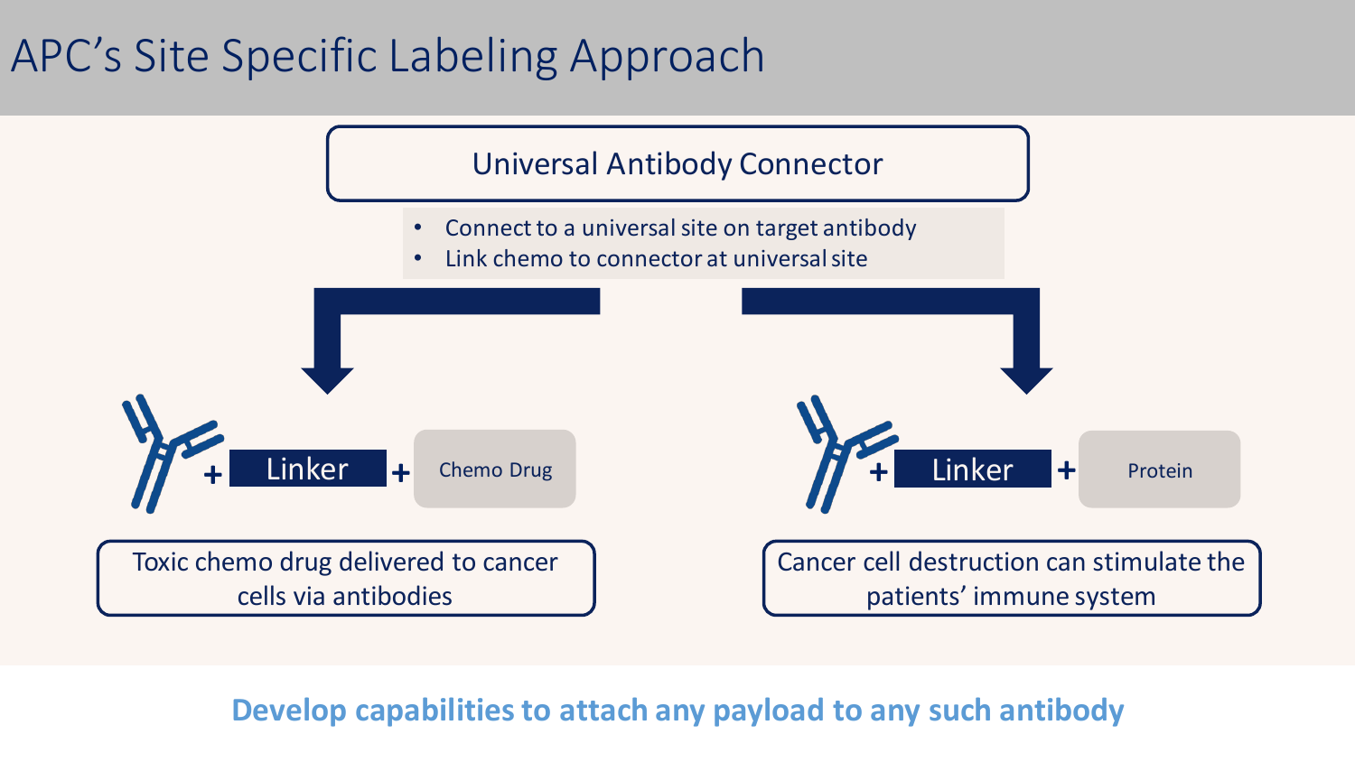# APC's Site Specific Labeling Approach

**Universal Antibody Connector**

- Connect to a universal site on target antibody
- Link chemo to connector at universal site

+ Linker + Chemo Drug

Toxic chemo drug delivered to cancer cells via antibodies

+ Linker + Protein

Cancer cell destruction can stimulate the patients' immune system

**Develop capabilities to attach any payload to any such antibody**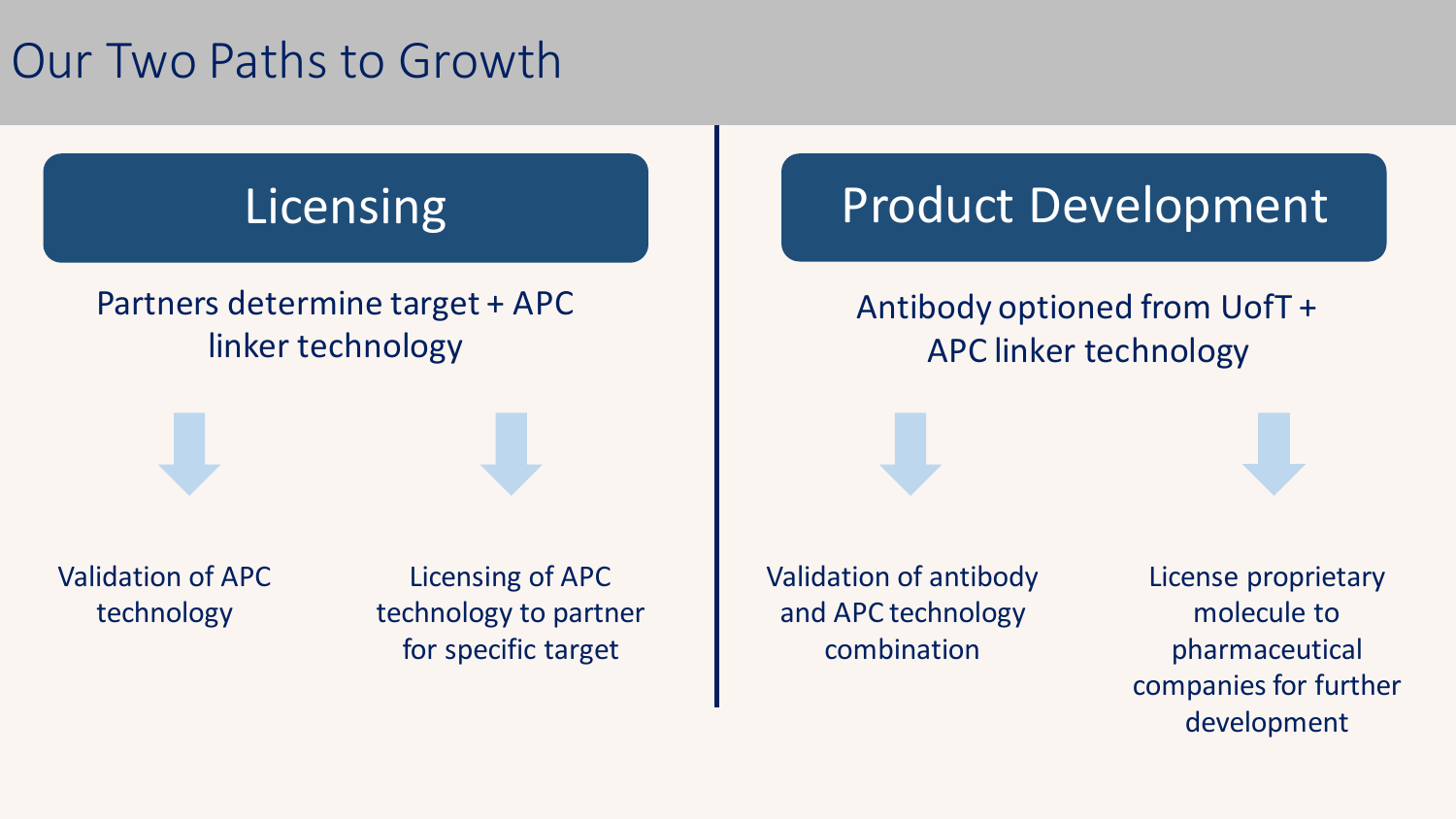# Our Two Paths to Growth

## Licensing

Partners determine target + APC linker technology

- Validation of APC technology
- Licensing of APC technology to partner for specific target

## Product Development

Antibody optioned from UofT + APC linker technology

- Validation of antibody and APC technology combination
- License proprietary molecule to pharmaceutical companies for further development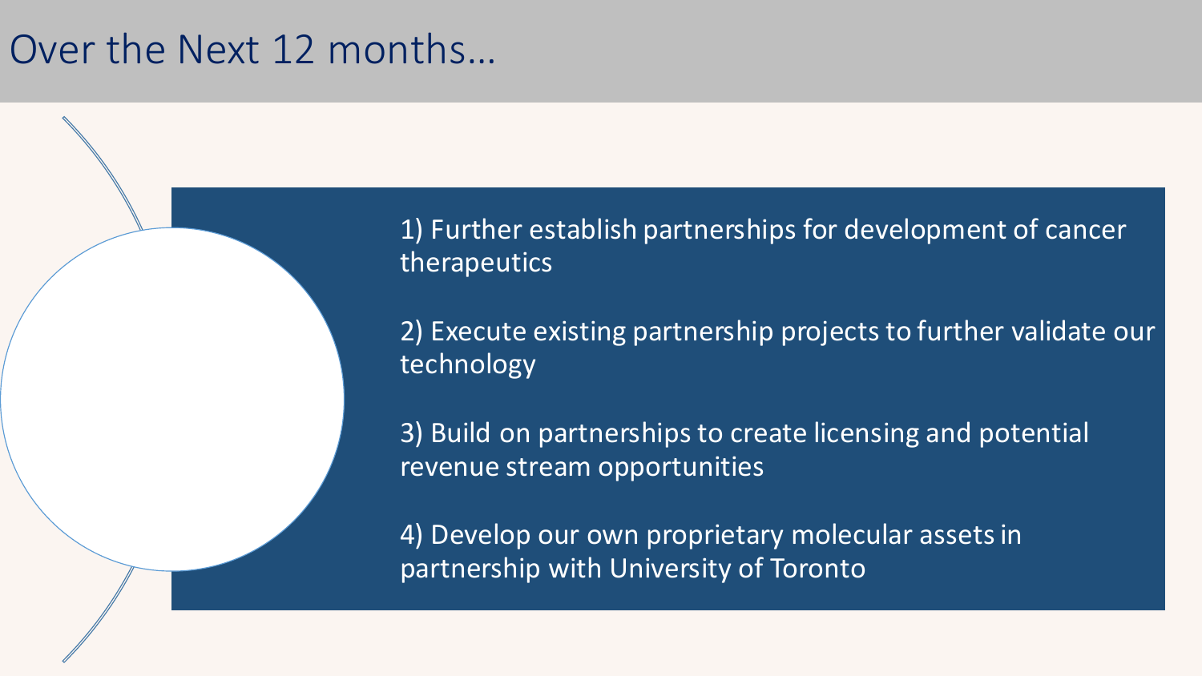# Over the Next 12 months…

1) Further establish partnerships for development of cancer therapeutics

2) Execute existing partnership projects to further validate our technology

3) Build on partnerships to create licensing and potential revenue stream opportunities

4) Develop our own proprietary molecular assets in partnership with University of Toronto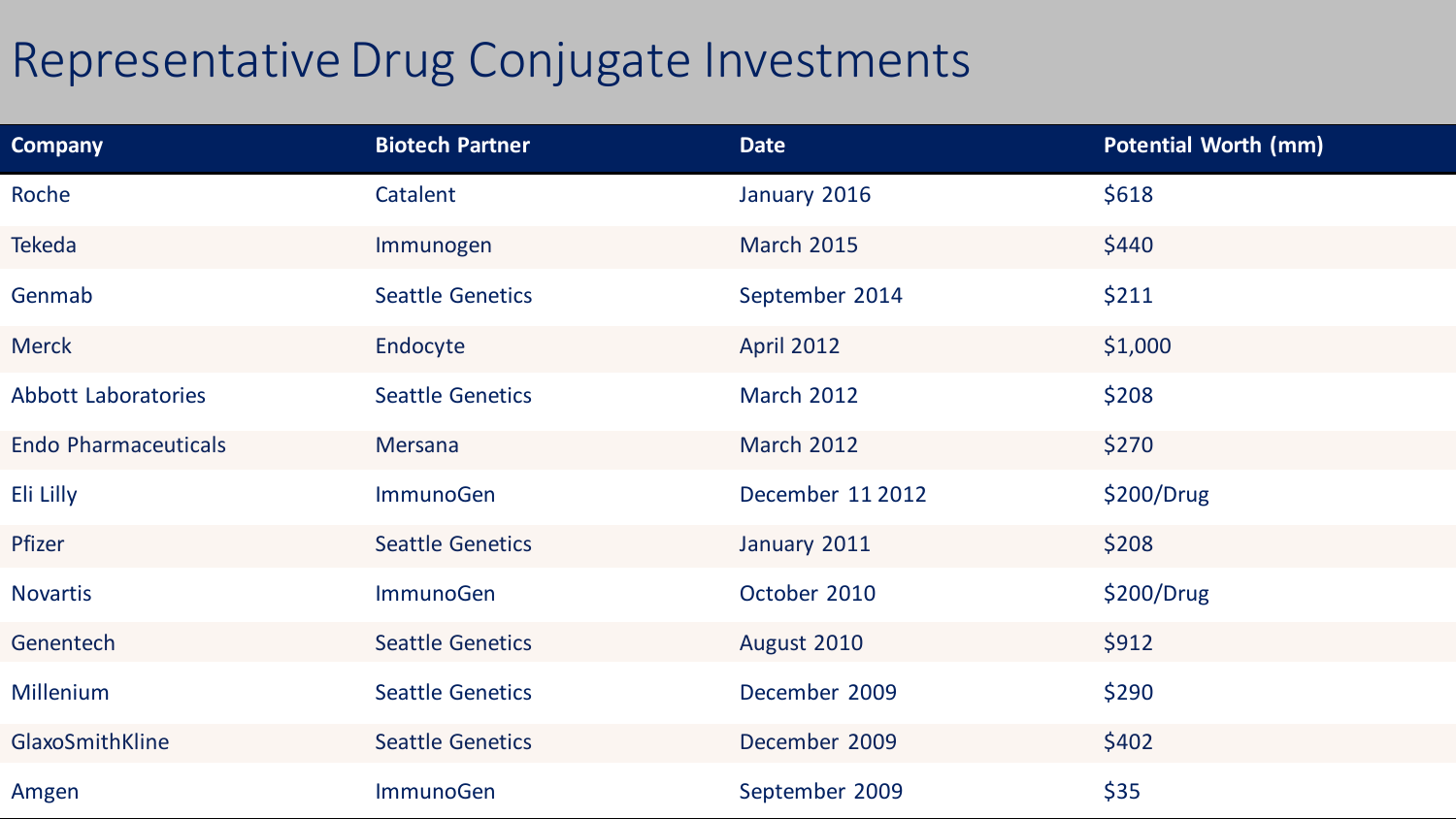# Representative Drug Conjugate Investments

| Company | Biotech Partner | Date | Potential Worth (mm) |
|---|---|---|---|
| Roche | Catalent | January 2016 | $618 |
| Tekeda | Immunogen | March 2015 | $440 |
| Genmab | Seattle Genetics | September 2014 | $211 |
| Merck | Endocyte | April 2012 | $1,000 |
| Abbott Laboratories | Seattle Genetics | March 2012 | $208 |
| Endo Pharmaceuticals | Mersana | March 2012 | $270 |
| Eli Lilly | ImmunoGen | December 11 2012 | $200/Drug |
| Pfizer | Seattle Genetics | January 2011 | $208 |
| Novartis | ImmunoGen | October 2010 | $200/Drug |
| Genentech | Seattle Genetics | August 2010 | $912 |
| Millenium | Seattle Genetics | December 2009 | $290 |
| GlaxoSmithKline | Seattle Genetics | December 2009 | $402 |
| Amgen | ImmunoGen | September 2009 | $35 |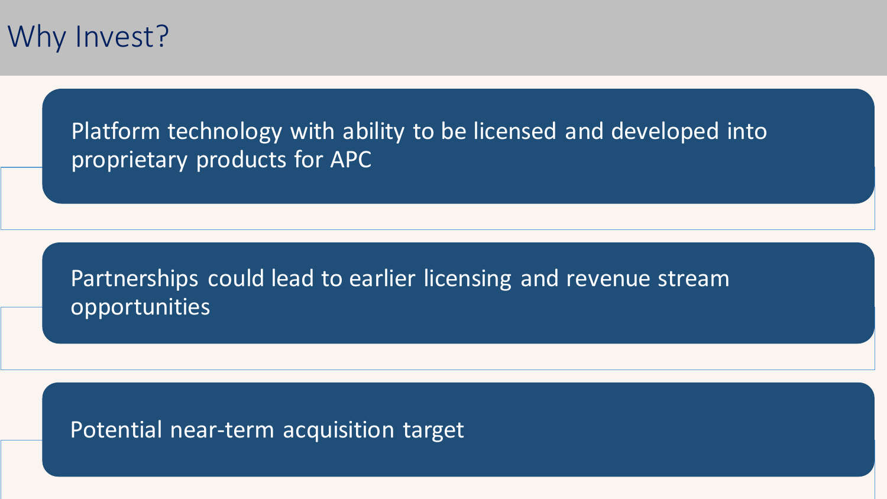# Why Invest?

- Platform technology with ability to be licensed and developed into proprietary products for APC
- Partnerships could lead to earlier licensing and revenue stream opportunities
- Potential near-term acquisition target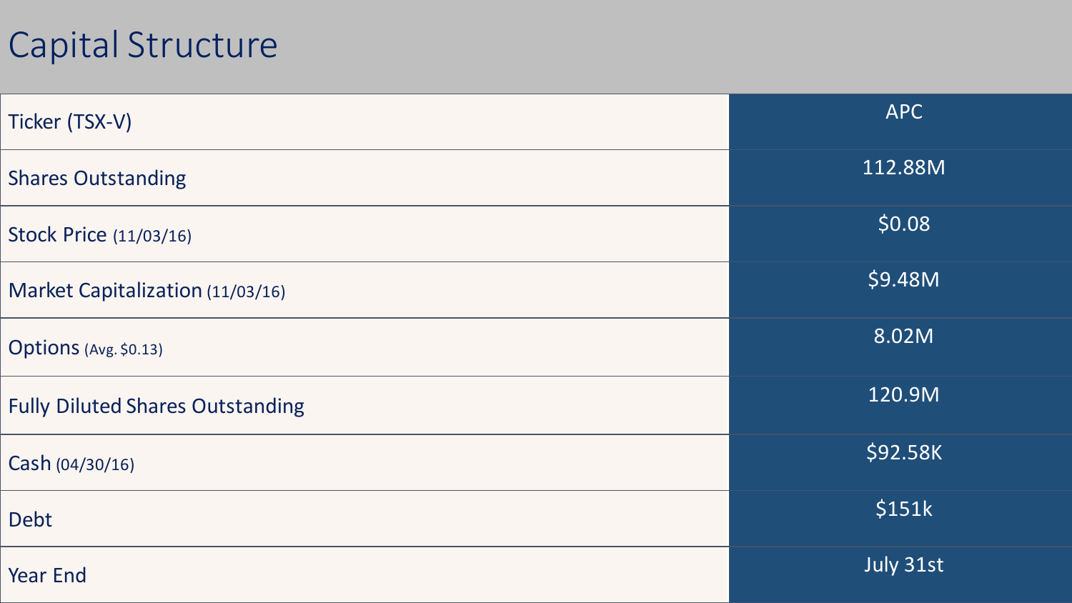# Capital Structure

| | |
|---|---|
| Ticker (TSX-V) | APC |
| Shares Outstanding | 112.88M |
| Stock Price (11/03/16) | $0.08 |
| Market Capitalization (11/03/16) | $9.48M |
| Options (Avg. $0.13) | 8.02M |
| Fully Diluted Shares Outstanding | 120.9M |
| Cash (04/30/16) | $92.58K |
| Debt | $151k |
| Year End | July 31st |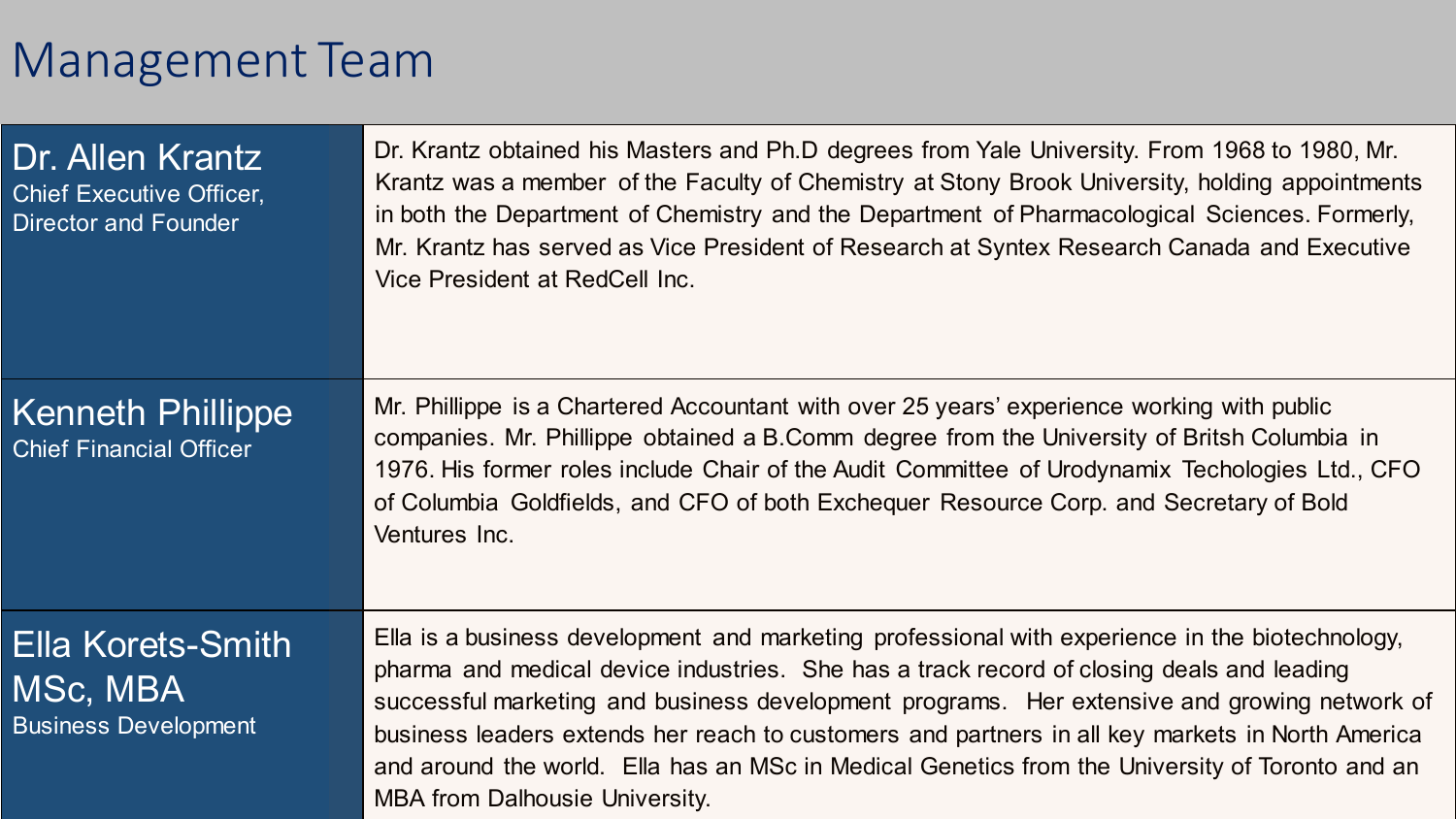# Management Team

| | |
|---|---|
| **Dr. Allen Krantz**<br>Chief Executive Officer, Director and Founder | Dr. Krantz obtained his Masters and Ph.D degrees from Yale University. From 1968 to 1980, Mr. Krantz was a member of the Faculty of Chemistry at Stony Brook University, holding appointments in both the Department of Chemistry and the Department of Pharmacological Sciences. Formerly, Mr. Krantz has served as Vice President of Research at Syntex Research Canada and Executive Vice President at RedCell Inc. |
| **Kenneth Phillippe**<br>Chief Financial Officer | Mr. Phillippe is a Chartered Accountant with over 25 years' experience working with public companies. Mr. Phillippe obtained a B.Comm degree from the University of Britsh Columbia in 1976. His former roles include Chair of the Audit Committee of Urodynamix Techologies Ltd., CFO of Columbia Goldfields, and CFO of both Exchequer Resource Corp. and Secretary of Bold Ventures Inc. |
| **Ella Korets-Smith MSc, MBA**<br>Business Development | Ella is a business development and marketing professional with experience in the biotechnology, pharma and medical device industries. She has a track record of closing deals and leading successful marketing and business development programs. Her extensive and growing network of business leaders extends her reach to customers and partners in all key markets in North America and around the world. Ella has an MSc in Medical Genetics from the University of Toronto and an MBA from Dalhousie University. |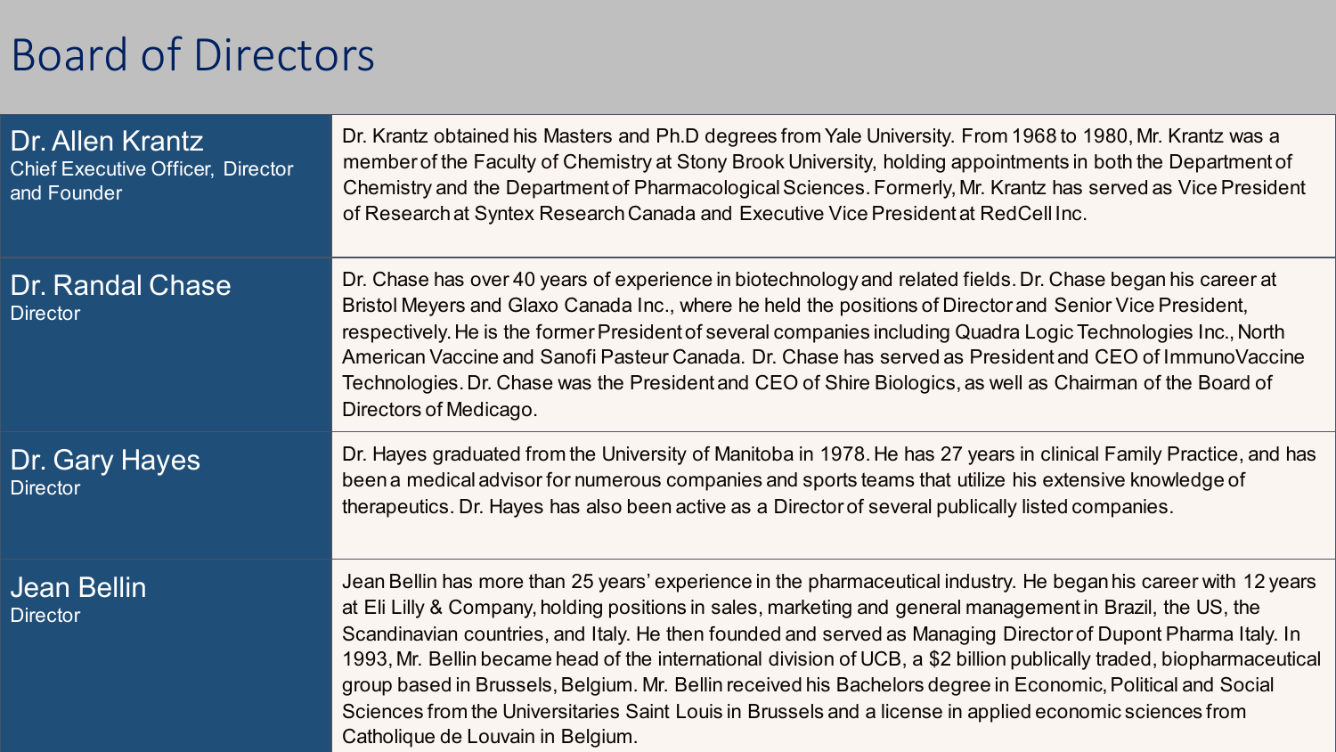# Board of Directors

| | |
|---|---|
| **Dr. Allen Krantz**<br>Chief Executive Officer, Director and Founder | Dr. Krantz obtained his Masters and Ph.D degrees from Yale University. From 1968 to 1980, Mr. Krantz was a member of the Faculty of Chemistry at Stony Brook University, holding appointments in both the Department of Chemistry and the Department of Pharmacological Sciences. Formerly, Mr. Krantz has served as Vice President of Research at Syntex Research Canada and Executive Vice President at RedCell Inc. |
| **Dr. Randal Chase**<br>Director | Dr. Chase has over 40 years of experience in biotechnology and related fields. Dr. Chase began his career at Bristol Meyers and Glaxo Canada Inc., where he held the positions of Director and Senior Vice President, respectively. He is the former President of several companies including Quadra Logic Technologies Inc., North American Vaccine and Sanofi Pasteur Canada. Dr. Chase has served as President and CEO of ImmunoVaccine Technologies. Dr. Chase was the President and CEO of Shire Biologics, as well as Chairman of the Board of Directors of Medicago. |
| **Dr. Gary Hayes**<br>Director | Dr. Hayes graduated from the University of Manitoba in 1978. He has 27 years in clinical Family Practice, and has been a medical advisor for numerous companies and sports teams that utilize his extensive knowledge of therapeutics. Dr. Hayes has also been active as a Director of several publically listed companies. |
| **Jean Bellin**<br>Director | Jean Bellin has more than 25 years' experience in the pharmaceutical industry. He began his career with 12 years at Eli Lilly & Company, holding positions in sales, marketing and general management in Brazil, the US, the Scandinavian countries, and Italy. He then founded and served as Managing Director of Dupont Pharma Italy. In 1993, Mr. Bellin became head of the international division of UCB, a $2 billion publically traded, biopharmaceutical group based in Brussels, Belgium. Mr. Bellin received his Bachelors degree in Economic, Political and Social Sciences from the Universitaries Saint Louis in Brussels and a license in applied economic sciences from Catholique de Louvain in Belgium. |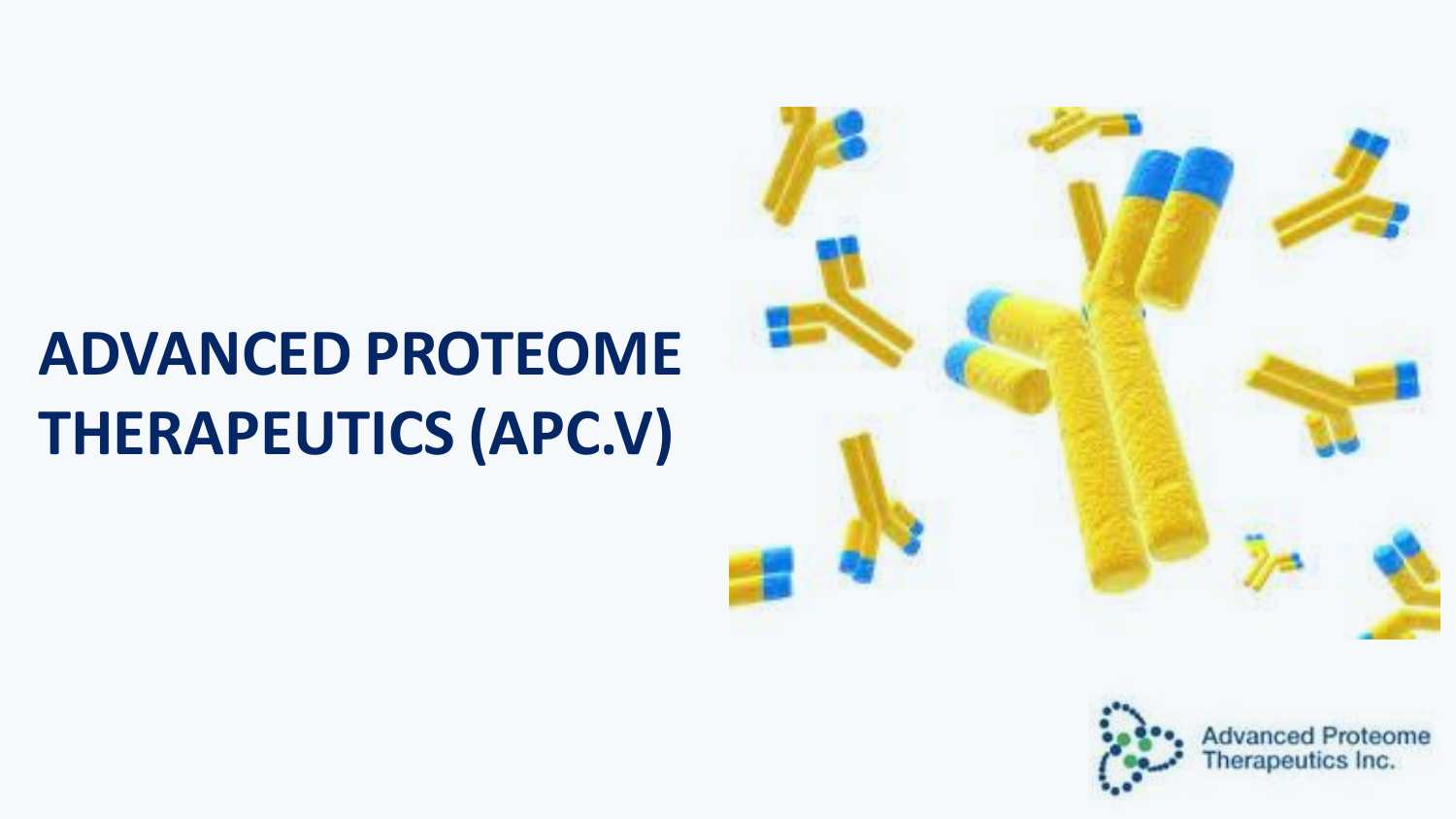# ADVANCED PROTEOME THERAPEUTICS (APC.V)

Advanced Proteome Therapeutics Inc.